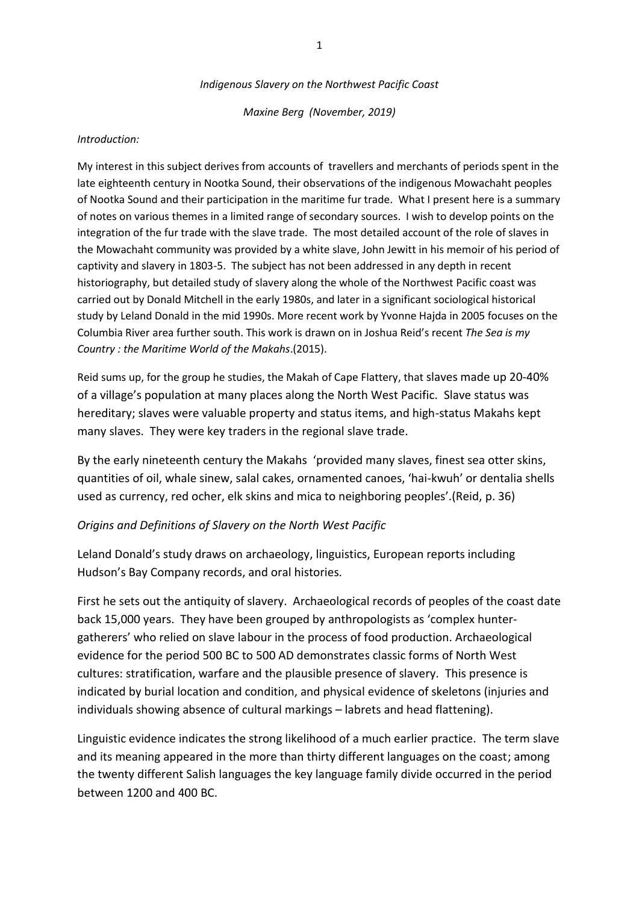*Indigenous Slavery on the Northwest Pacific Coast*

*Maxine Berg (November, 2019)*

*Introduction:*

My interest in this subject derives from accounts of travellers and merchants of periods spent in the late eighteenth century in Nootka Sound, their observations of the indigenous Mowachaht peoples of Nootka Sound and their participation in the maritime fur trade. What I present here is a summary of notes on various themes in a limited range of secondary sources. I wish to develop points on the integration of the fur trade with the slave trade. The most detailed account of the role of slaves in the Mowachaht community was provided by a white slave, John Jewitt in his memoir of his period of captivity and slavery in 1803-5. The subject has not been addressed in any depth in recent historiography, but detailed study of slavery along the whole of the Northwest Pacific coast was carried out by Donald Mitchell in the early 1980s, and later in a significant sociological historical study by Leland Donald in the mid 1990s. More recent work by Yvonne Hajda in 2005 focuses on the Columbia River area further south. This work is drawn on in Joshua Reid's recent *The Sea is my Country : the Maritime World of the Makahs*.(2015).

Reid sums up, for the group he studies, the Makah of Cape Flattery, that slaves made up 20-40% of a village's population at many places along the North West Pacific. Slave status was hereditary; slaves were valuable property and status items, and high-status Makahs kept many slaves. They were key traders in the regional slave trade.

By the early nineteenth century the Makahs 'provided many slaves, finest sea otter skins, quantities of oil, whale sinew, salal cakes, ornamented canoes, 'hai-kwuh' or dentalia shells used as currency, red ocher, elk skins and mica to neighboring peoples'.(Reid, p. 36)

*Origins and Definitions of Slavery on the North West Pacific*

Leland Donald's study draws on archaeology, linguistics, European reports including Hudson's Bay Company records, and oral histories.

First he sets out the antiquity of slavery. Archaeological records of peoples of the coast date back 15,000 years. They have been grouped by anthropologists as 'complex hunter-gatherers' who relied on slave labour in the process of food production. Archaeological evidence for the period 500 BC to 500 AD demonstrates classic forms of North West cultures: stratification, warfare and the plausible presence of slavery. This presence is indicated by burial location and condition, and physical evidence of skeletons (injuries and individuals showing absence of cultural markings – labrets and head flattening).

Linguistic evidence indicates the strong likelihood of a much earlier practice. The term slave and its meaning appeared in the more than thirty different languages on the coast; among the twenty different Salish languages the key language family divide occurred in the period between 1200 and 400 BC.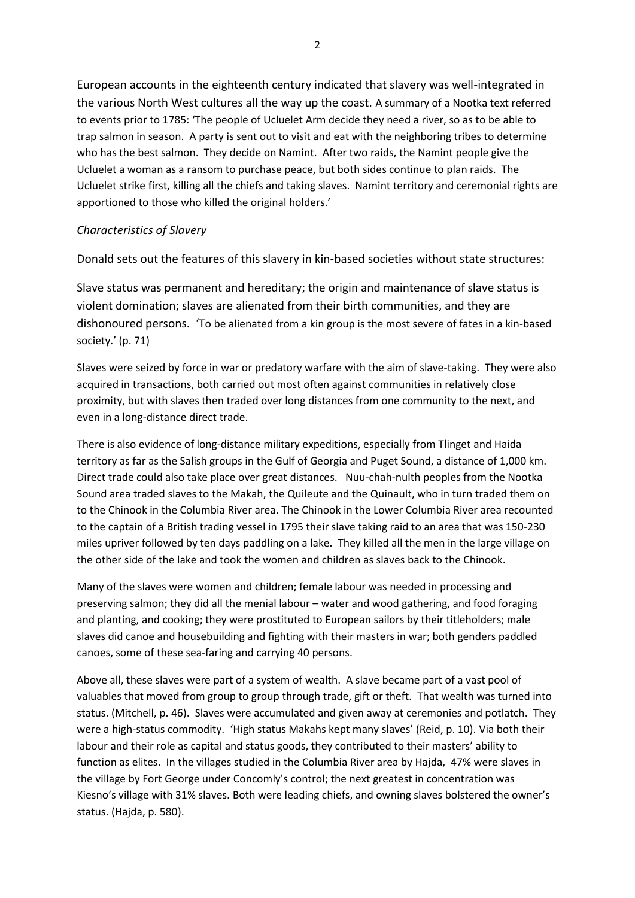European accounts in the eighteenth century indicated that slavery was well-integrated in the various North West cultures all the way up the coast. A summary of a Nootka text referred to events prior to 1785: 'The people of Ucluelet Arm decide they need a river, so as to be able to trap salmon in season. A party is sent out to visit and eat with the neighboring tribes to determine who has the best salmon. They decide on Namint. After two raids, the Namint people give the Ucluelet a woman as a ransom to purchase peace, but both sides continue to plan raids. The Ucluelet strike first, killing all the chiefs and taking slaves. Namint territory and ceremonial rights are apportioned to those who killed the original holders.'

*Characteristics of Slavery*

Donald sets out the features of this slavery in kin-based societies without state structures:

Slave status was permanent and hereditary; the origin and maintenance of slave status is violent domination; slaves are alienated from their birth communities, and they are dishonoured persons. 'To be alienated from a kin group is the most severe of fates in a kin-based society.' (p. 71)

Slaves were seized by force in war or predatory warfare with the aim of slave-taking. They were also acquired in transactions, both carried out most often against communities in relatively close proximity, but with slaves then traded over long distances from one community to the next, and even in a long-distance direct trade.

There is also evidence of long-distance military expeditions, especially from Tlinget and Haida territory as far as the Salish groups in the Gulf of Georgia and Puget Sound, a distance of 1,000 km. Direct trade could also take place over great distances. Nuu-chah-nulth peoples from the Nootka Sound area traded slaves to the Makah, the Quileute and the Quinault, who in turn traded them on to the Chinook in the Columbia River area. The Chinook in the Lower Columbia River area recounted to the captain of a British trading vessel in 1795 their slave taking raid to an area that was 150-230 miles upriver followed by ten days paddling on a lake. They killed all the men in the large village on the other side of the lake and took the women and children as slaves back to the Chinook.

Many of the slaves were women and children; female labour was needed in processing and preserving salmon; they did all the menial labour – water and wood gathering, and food foraging and planting, and cooking; they were prostituted to European sailors by their titleholders; male slaves did canoe and housebuilding and fighting with their masters in war; both genders paddled canoes, some of these sea-faring and carrying 40 persons.

Above all, these slaves were part of a system of wealth. A slave became part of a vast pool of valuables that moved from group to group through trade, gift or theft. That wealth was turned into status. (Mitchell, p. 46). Slaves were accumulated and given away at ceremonies and potlatch. They were a high-status commodity. 'High status Makahs kept many slaves' (Reid, p. 10). Via both their labour and their role as capital and status goods, they contributed to their masters' ability to function as elites. In the villages studied in the Columbia River area by Hajda, 47% were slaves in the village by Fort George under Concomly's control; the next greatest in concentration was Kiesno's village with 31% slaves. Both were leading chiefs, and owning slaves bolstered the owner's status. (Hajda, p. 580).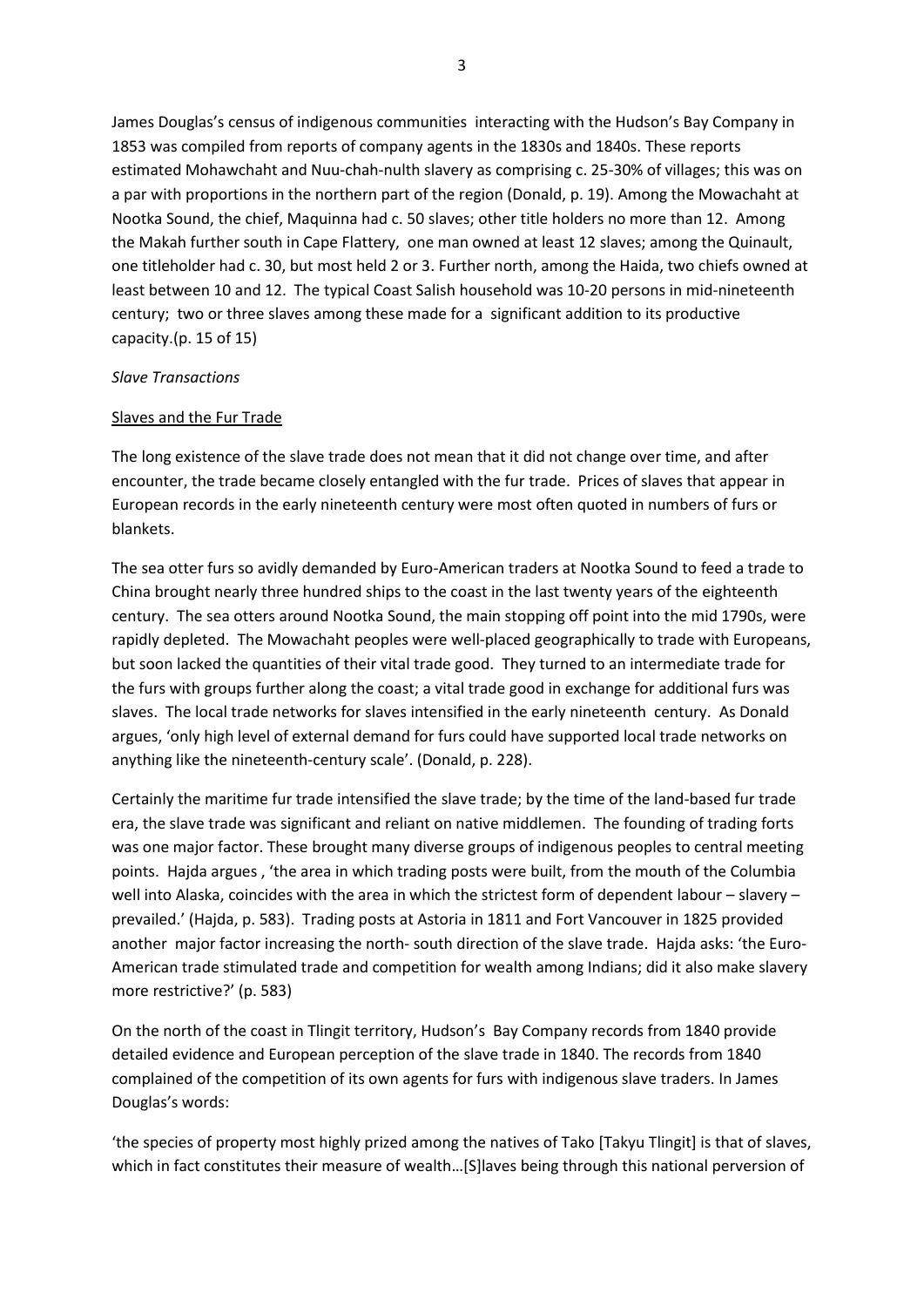James Douglas's census of indigenous communities interacting with the Hudson's Bay Company in 1853 was compiled from reports of company agents in the 1830s and 1840s. These reports estimated Mohawchaht and Nuu-chah-nulth slavery as comprising c. 25-30% of villages; this was on a par with proportions in the northern part of the region (Donald, p. 19). Among the Mowachaht at Nootka Sound, the chief, Maquinna had c. 50 slaves; other title holders no more than 12. Among the Makah further south in Cape Flattery, one man owned at least 12 slaves; among the Quinault, one titleholder had c. 30, but most held 2 or 3. Further north, among the Haida, two chiefs owned at least between 10 and 12. The typical Coast Salish household was 10-20 persons in mid-nineteenth century; two or three slaves among these made for a significant addition to its productive capacity.(p. 15 of 15)

*Slave Transactions*

Slaves and the Fur Trade

The long existence of the slave trade does not mean that it did not change over time, and after encounter, the trade became closely entangled with the fur trade. Prices of slaves that appear in European records in the early nineteenth century were most often quoted in numbers of furs or blankets.

The sea otter furs so avidly demanded by Euro-American traders at Nootka Sound to feed a trade to China brought nearly three hundred ships to the coast in the last twenty years of the eighteenth century. The sea otters around Nootka Sound, the main stopping off point into the mid 1790s, were rapidly depleted. The Mowachaht peoples were well-placed geographically to trade with Europeans, but soon lacked the quantities of their vital trade good. They turned to an intermediate trade for the furs with groups further along the coast; a vital trade good in exchange for additional furs was slaves. The local trade networks for slaves intensified in the early nineteenth century. As Donald argues, 'only high level of external demand for furs could have supported local trade networks on anything like the nineteenth-century scale'. (Donald, p. 228).

Certainly the maritime fur trade intensified the slave trade; by the time of the land-based fur trade era, the slave trade was significant and reliant on native middlemen. The founding of trading forts was one major factor. These brought many diverse groups of indigenous peoples to central meeting points. Hajda argues , 'the area in which trading posts were built, from the mouth of the Columbia well into Alaska, coincides with the area in which the strictest form of dependent labour – slavery – prevailed.' (Hajda, p. 583). Trading posts at Astoria in 1811 and Fort Vancouver in 1825 provided another major factor increasing the north- south direction of the slave trade. Hajda asks: 'the Euro-American trade stimulated trade and competition for wealth among Indians; did it also make slavery more restrictive?' (p. 583)

On the north of the coast in Tlingit territory, Hudson's Bay Company records from 1840 provide detailed evidence and European perception of the slave trade in 1840. The records from 1840 complained of the competition of its own agents for furs with indigenous slave traders. In James Douglas's words:

'the species of property most highly prized among the natives of Tako [Takyu Tlingit] is that of slaves, which in fact constitutes their measure of wealth…[S]laves being through this national perversion of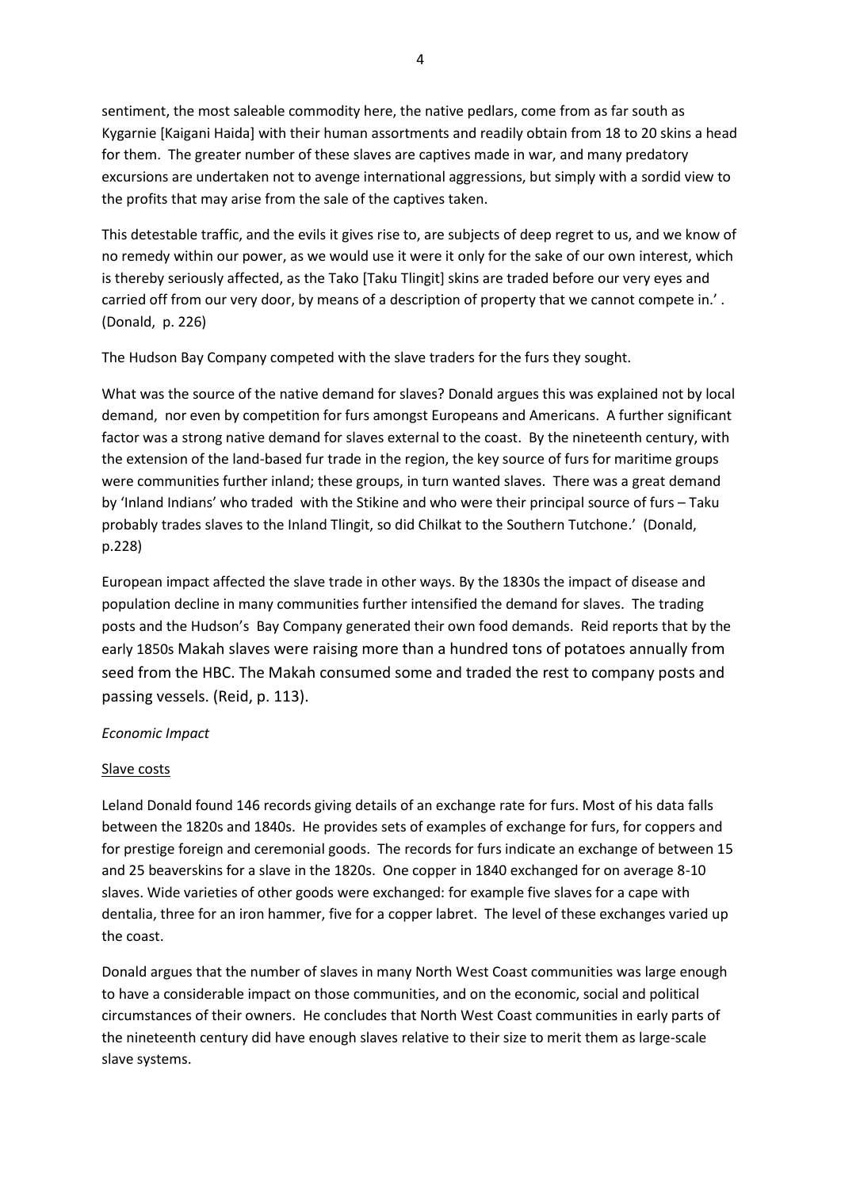sentiment, the most saleable commodity here, the native pedlars, come from as far south as Kygarnie [Kaigani Haida] with their human assortments and readily obtain from 18 to 20 skins a head for them. The greater number of these slaves are captives made in war, and many predatory excursions are undertaken not to avenge international aggressions, but simply with a sordid view to the profits that may arise from the sale of the captives taken.

This detestable traffic, and the evils it gives rise to, are subjects of deep regret to us, and we know of no remedy within our power, as we would use it were it only for the sake of our own interest, which is thereby seriously affected, as the Tako [Taku Tlingit] skins are traded before our very eyes and carried off from our very door, by means of a description of property that we cannot compete in.' . (Donald, p. 226)

The Hudson Bay Company competed with the slave traders for the furs they sought.

What was the source of the native demand for slaves? Donald argues this was explained not by local demand, nor even by competition for furs amongst Europeans and Americans. A further significant factor was a strong native demand for slaves external to the coast. By the nineteenth century, with the extension of the land-based fur trade in the region, the key source of furs for maritime groups were communities further inland; these groups, in turn wanted slaves. There was a great demand by 'Inland Indians' who traded with the Stikine and who were their principal source of furs – Taku probably trades slaves to the Inland Tlingit, so did Chilkat to the Southern Tutchone.' (Donald, p.228)

European impact affected the slave trade in other ways. By the 1830s the impact of disease and population decline in many communities further intensified the demand for slaves. The trading posts and the Hudson's Bay Company generated their own food demands. Reid reports that by the early 1850s Makah slaves were raising more than a hundred tons of potatoes annually from seed from the HBC. The Makah consumed some and traded the rest to company posts and passing vessels. (Reid, p. 113).

*Economic Impact*

Slave costs

Leland Donald found 146 records giving details of an exchange rate for furs. Most of his data falls between the 1820s and 1840s. He provides sets of examples of exchange for furs, for coppers and for prestige foreign and ceremonial goods. The records for furs indicate an exchange of between 15 and 25 beaverskins for a slave in the 1820s. One copper in 1840 exchanged for on average 8-10 slaves. Wide varieties of other goods were exchanged: for example five slaves for a cape with dentalia, three for an iron hammer, five for a copper labret. The level of these exchanges varied up the coast.

Donald argues that the number of slaves in many North West Coast communities was large enough to have a considerable impact on those communities, and on the economic, social and political circumstances of their owners. He concludes that North West Coast communities in early parts of the nineteenth century did have enough slaves relative to their size to merit them as large-scale slave systems.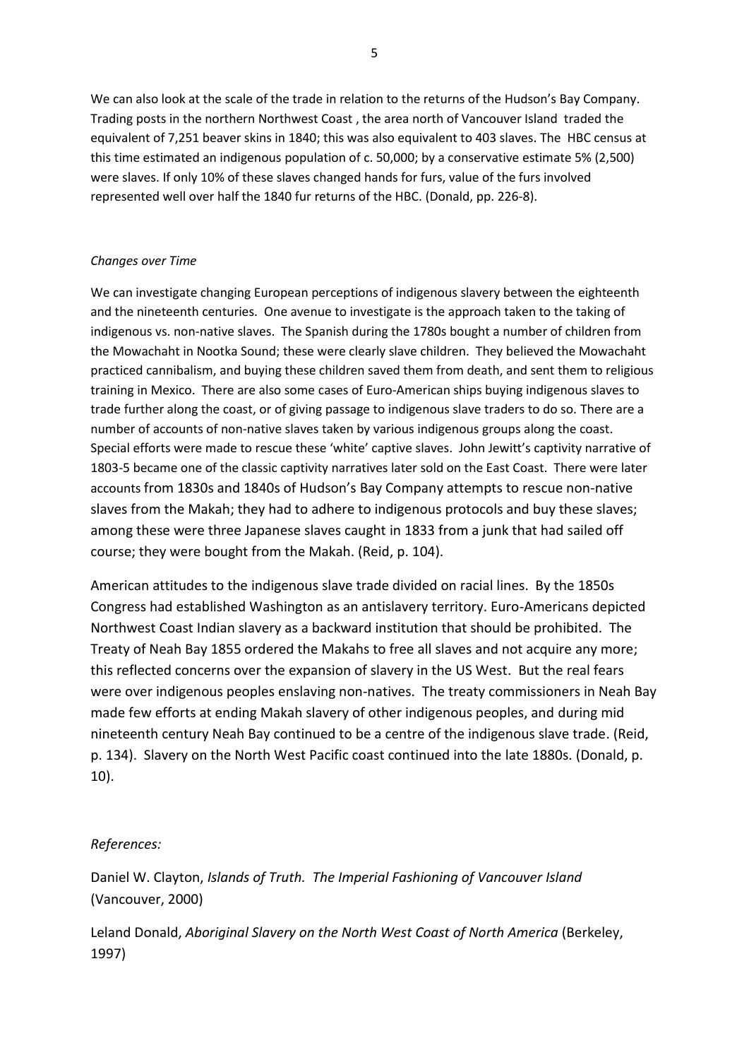We can also look at the scale of the trade in relation to the returns of the Hudson's Bay Company. Trading posts in the northern Northwest Coast , the area north of Vancouver Island traded the equivalent of 7,251 beaver skins in 1840; this was also equivalent to 403 slaves. The HBC census at this time estimated an indigenous population of c. 50,000; by a conservative estimate 5% (2,500) were slaves. If only 10% of these slaves changed hands for furs, value of the furs involved represented well over half the 1840 fur returns of the HBC. (Donald, pp. 226-8).

*Changes over Time*

We can investigate changing European perceptions of indigenous slavery between the eighteenth and the nineteenth centuries. One avenue to investigate is the approach taken to the taking of indigenous vs. non-native slaves. The Spanish during the 1780s bought a number of children from the Mowachaht in Nootka Sound; these were clearly slave children. They believed the Mowachaht practiced cannibalism, and buying these children saved them from death, and sent them to religious training in Mexico. There are also some cases of Euro-American ships buying indigenous slaves to trade further along the coast, or of giving passage to indigenous slave traders to do so. There are a number of accounts of non-native slaves taken by various indigenous groups along the coast. Special efforts were made to rescue these 'white' captive slaves. John Jewitt's captivity narrative of 1803-5 became one of the classic captivity narratives later sold on the East Coast. There were later accounts from 1830s and 1840s of Hudson's Bay Company attempts to rescue non-native slaves from the Makah; they had to adhere to indigenous protocols and buy these slaves; among these were three Japanese slaves caught in 1833 from a junk that had sailed off course; they were bought from the Makah. (Reid, p. 104).

American attitudes to the indigenous slave trade divided on racial lines. By the 1850s Congress had established Washington as an antislavery territory. Euro-Americans depicted Northwest Coast Indian slavery as a backward institution that should be prohibited. The Treaty of Neah Bay 1855 ordered the Makahs to free all slaves and not acquire any more; this reflected concerns over the expansion of slavery in the US West. But the real fears were over indigenous peoples enslaving non-natives. The treaty commissioners in Neah Bay made few efforts at ending Makah slavery of other indigenous peoples, and during mid nineteenth century Neah Bay continued to be a centre of the indigenous slave trade. (Reid, p. 134). Slavery on the North West Pacific coast continued into the late 1880s. (Donald, p. 10).

*References:*

Daniel W. Clayton, *Islands of Truth. The Imperial Fashioning of Vancouver Island* (Vancouver, 2000)

Leland Donald, *Aboriginal Slavery on the North West Coast of North America* (Berkeley, 1997)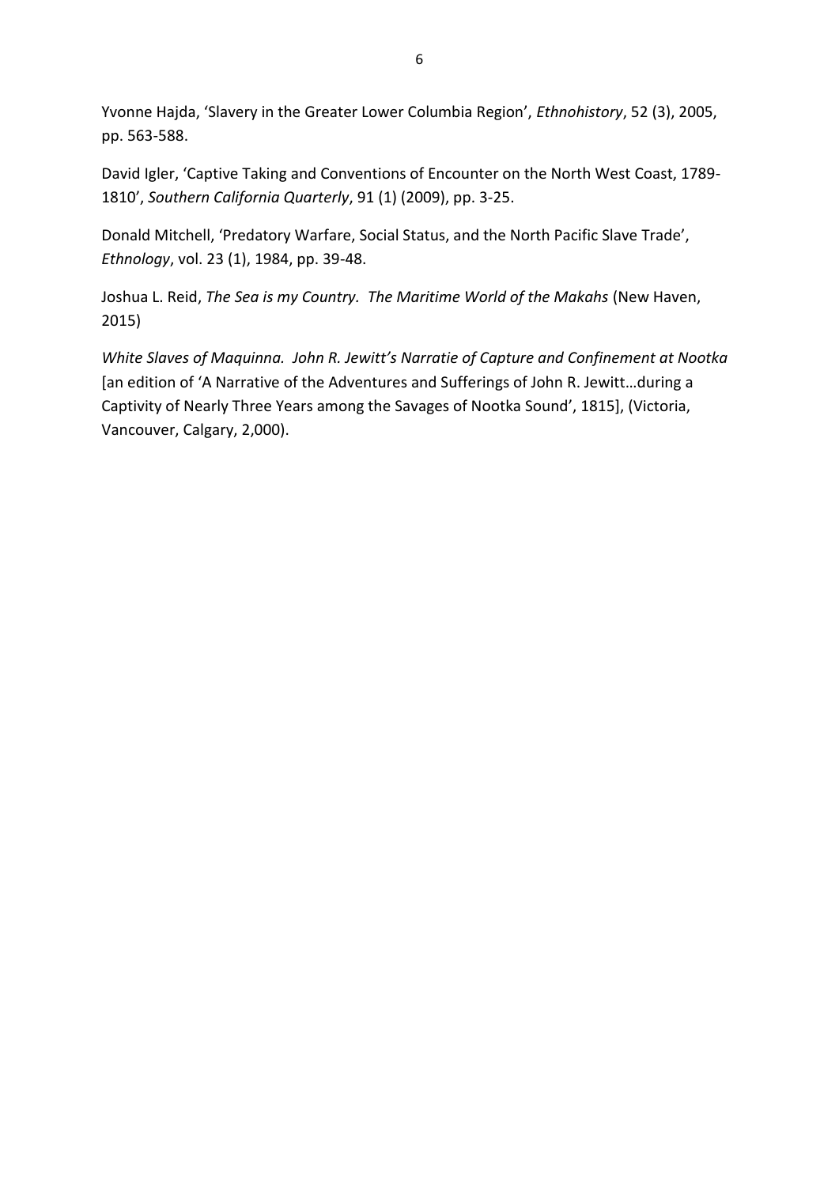Yvonne Hajda, 'Slavery in the Greater Lower Columbia Region', *Ethnohistory*, 52 (3), 2005, pp. 563-588.

David Igler, 'Captive Taking and Conventions of Encounter on the North West Coast, 1789-1810', *Southern California Quarterly*, 91 (1) (2009), pp. 3-25.

Donald Mitchell, 'Predatory Warfare, Social Status, and the North Pacific Slave Trade', *Ethnology*, vol. 23 (1), 1984, pp. 39-48.

Joshua L. Reid, *The Sea is my Country. The Maritime World of the Makahs* (New Haven, 2015)

*White Slaves of Maquinna. John R. Jewitt's Narratie of Capture and Confinement at Nootka* [an edition of 'A Narrative of the Adventures and Sufferings of John R. Jewitt…during a Captivity of Nearly Three Years among the Savages of Nootka Sound', 1815], (Victoria, Vancouver, Calgary, 2,000).